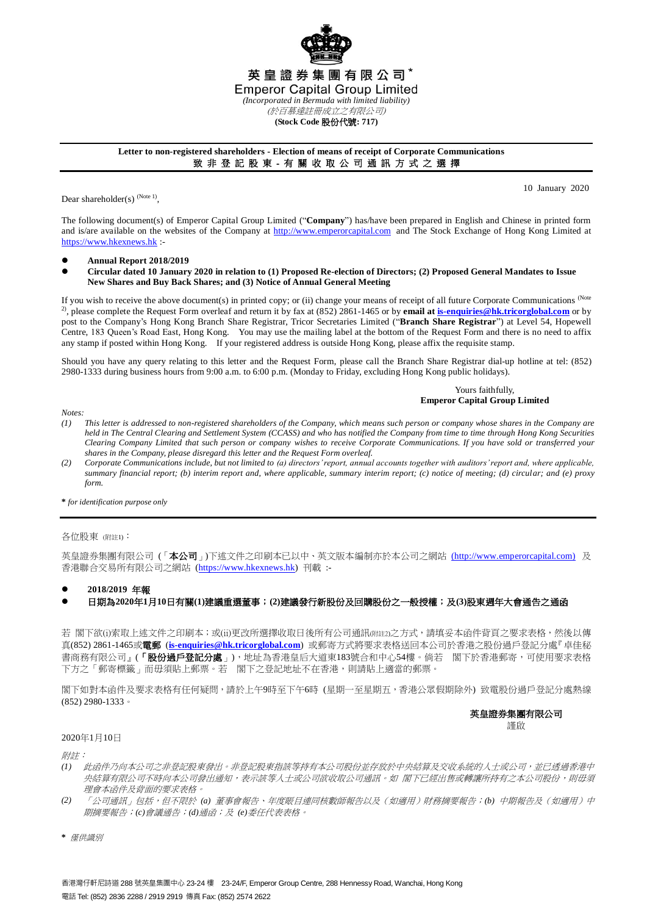# 英皇證券集團有限公司*

# Emperor Capital Group Limited

*(Incorporated in Bermuda with limited liability)*

*(於百慕達註冊成立之有限公司)*

**(Stock Code 股份代號: 717)**

---

**Letter to non-registered shareholders - Election of means of receipt of Corporate Communications**
**致非登記股東 - 有關收取公司通訊方式之選擇**

10 January 2020

Dear shareholder(s) (Note 1),

The following document(s) of Emperor Capital Group Limited ("**Company**") has/have been prepared in English and Chinese in printed form and is/are available on the websites of the Company at http://www.emperorcapital.com and The Stock Exchange of Hong Kong Limited at https://www.hkexnews.hk :-

- **Annual Report 2018/2019**
- **Circular dated 10 January 2020 in relation to (1) Proposed Re-election of Directors; (2) Proposed General Mandates to Issue New Shares and Buy Back Shares; and (3) Notice of Annual General Meeting**

If you wish to receive the above document(s) in printed copy; or (ii) change your means of receipt of all future Corporate Communications (Note 2), please complete the Request Form overleaf and return it by fax at (852) 2861-1465 or by **email at is-enquiries@hk.tricorglobal.com** or by post to the Company's Hong Kong Branch Share Registrar, Tricor Secretaries Limited ("**Branch Share Registrar**") at Level 54, Hopewell Centre, 183 Queen's Road East, Hong Kong. You may use the mailing label at the bottom of the Request Form and there is no need to affix any stamp if posted within Hong Kong. If your registered address is outside Hong Kong, please affix the requisite stamp.

Should you have any query relating to this letter and the Request Form, please call the Branch Share Registrar dial-up hotline at tel: (852) 2980-1333 during business hours from 9:00 a.m. to 6:00 p.m. (Monday to Friday, excluding Hong Kong public holidays).

Yours faithfully,
**Emperor Capital Group Limited**

*Notes:*

*(1) This letter is addressed to non-registered shareholders of the Company, which means such person or company whose shares in the Company are held in The Central Clearing and Settlement System (CCASS) and who has notified the Company from time to time through Hong Kong Securities Clearing Company Limited that such person or company wishes to receive Corporate Communications. If you have sold or transferred your shares in the Company, please disregard this letter and the Request Form overleaf.*

*(2) Corporate Communications include, but not limited to (a) directors' report, annual accounts together with auditors' report and, where applicable, summary financial report; (b) interim report and, where applicable, summary interim report; (c) notice of meeting; (d) circular; and (e) proxy form.*

*\* for identification purpose only*

---

各位股東 (附註1)：

英皇證券集團有限公司（「**本公司**」)下述文件之印刷本已以中、英文版本編制亦於本公司之網站 (http://www.emperorcapital.com) 及香港聯合交易所有限公司之網站 (https://www.hkexnews.hk) 刊載 :-

- **2018/2019 年報**
- **日期為2020年1月10日有關(1)建議重選董事；(2)建議發行新股份及回購股份之一般授權；及(3)股東週年大會通告之通函**

若 閣下欲(i)索取上述文件之印刷本；或(ii)更改所選擇收取日後所有公司通訊(附註2)之方式，請填妥本函件背頁之要求表格，然後以傳真(852) 2861-1465或**電郵** (**is-enquiries@hk.tricorglobal.com**) 或郵寄方式將要求表格送回本公司於香港之股份過戶登記分處『卓佳秘書商務有限公司』(「**股份過戶登記分處**」)，地址為香港皇后大道東183號合和中心54樓。倘若 閣下於香港郵寄，可使用要求表格下方之「郵寄標籤」而毋須貼上郵票。若 閣下之登記地址不在香港，則請貼上適當的郵票。

閣下如對本函件及要求表格有任何疑問，請於上午9時至下午6時 (星期一至星期五，香港公眾假期除外) 致電股份過戶登記分處熱線 (852) 2980-1333。

**英皇證券集團有限公司**
謹啟

2020年1月10日

*附註：*

*(1) 此函件乃向本公司之非登記股東發出。非登記股東指該等持有本公司股份並存放於中央結算及交收系統的人士或公司，並已透過香港中央結算有限公司不時向本公司發出通知，表示該等人士或公司欲收取公司通訊。如 閣下已經出售或轉讓所持有之本公司股份，則毋須理會本函件及背面的要求表格。*

*(2) 「公司通訊」包括，但不限於 (a) 董事會報告、年度賬目連同核數師報告以及（如適用）財務摘要報告；(b) 中期報告及（如適用）中期摘要報告；(c)會議通告；(d)通函；及 (e)委任代表表格。*

*\* 僅供識別*

香港灣仔軒尼詩道 288 號英皇集團中心 23-24 樓 23-24/F, Emperor Group Centre, 288 Hennessy Road, Wanchai, Hong Kong
電話 Tel: (852) 2836 2288 / 2919 2919 傳真 Fax: (852) 2574 2622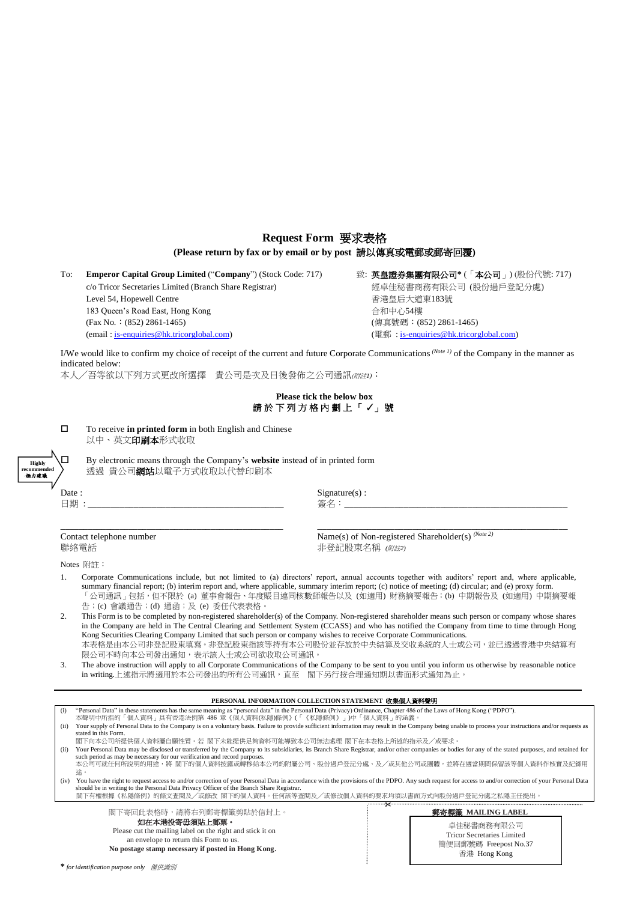# Request Form 要求表格

**(Please return by fax or by email or by post 請以傳真或電郵或郵寄回覆)**

To: **Emperor Capital Group Limited** ("**Company**") (Stock Code: 717)
c/o Tricor Secretaries Limited (Branch Share Registrar)
Level 54, Hopewell Centre
183 Queen's Road East, Hong Kong
(Fax No.：(852) 2861-1465)
(email : is-enquiries@hk.tricorglobal.com)

致: **英皇證券集團有限公司*** (「**本公司**」) (股份代號: 717)
經卓佳秘書商務有限公司 (股份過戶登記分處)
香港皇后大道東183號
合和中心54樓
(傳真號碼：(852) 2861-1465)
(電郵 : is-enquiries@hk.tricorglobal.com)

I/We would like to confirm my choice of receipt of the current and future Corporate Communications *(Note 1)* of the Company in the manner as indicated below:
本人／吾等欲以下列方式更改所選擇 貴公司是次及日後發佈之公司通訊*(附註1)*：

**Please tick the below box**
**請於下列方格內劃上「✓」號**

☐ To receive **in printed form** in both English and Chinese
以中、英文**印刷本**形式收取

**Highly recommended 極力建議**
☐ By electronic means through the Company's **website** instead of in printed form
透過 貴公司**網站**以電子方式收取以代替印刷本

Date :
日期：\_\_\_\_\_\_\_\_\_\_\_\_\_\_\_\_\_\_\_\_\_\_\_\_\_\_\_\_\_\_

Signature(s) :
簽名：\_\_\_\_\_\_\_\_\_\_\_\_\_\_\_\_\_\_\_\_\_\_\_\_\_\_\_\_\_\_

\_\_\_\_\_\_\_\_\_\_\_\_\_\_\_\_\_\_\_\_\_\_\_\_\_\_\_\_\_\_
Contact telephone number
聯絡電話

\_\_\_\_\_\_\_\_\_\_\_\_\_\_\_\_\_\_\_\_\_\_\_\_\_\_\_\_\_\_
Name(s) of Non-registered Shareholder(s) *(Note 2)*
非登記股東名稱 *(附註2)*

Notes 附註：

1. Corporate Communications include, but not limited to (a) directors' report, annual accounts together with auditors' report and, where applicable, summary financial report; (b) interim report and, where applicable, summary interim report; (c) notice of meeting; (d) circular; and (e) proxy form.
「公司通訊」包括，但不限於 (a) 董事會報告、年度賬目連同核數師報告以及 (如適用) 財務摘要報告；(b) 中期報告及 (如適用) 中期摘要報告；(c) 會議通告；(d) 通函；及 (e) 委任代表表格。
2. This Form is to be completed by non-registered shareholder(s) of the Company. Non-registered shareholder means such person or company whose shares in the Company are held in The Central Clearing and Settlement System (CCASS) and who has notified the Company from time to time through Hong Kong Securities Clearing Company Limited that such person or company wishes to receive Corporate Communications.
本表格是由本公司非登記股東填寫。非登記股東指該等持有本公司股份並存放於中央結算及交收系統的人士或公司，並已透過香港中央結算有限公司不時向本公司發出通知，表示該人士或公司欲收取公司通訊。
3. The above instruction will apply to all Corporate Communications of the Company to be sent to you until you inform us otherwise by reasonable notice in writing.上述指示將適用於本公司發出的所有公司通訊，直至 閣下另行按合理通知期以書面形式通知為止。

**PERSONAL INFORMATION COLLECTION STATEMENT 收集個人資料聲明**

(i) "Personal Data" in these statements has the same meaning as "personal data" in the Personal Data (Privacy) Ordinance, Chapter 486 of the Laws of Hong Kong ("PDPO").
本聲明中所指的「個人資料」具有香港法例第 486 章《個人資料(私隱)條例》(「《私隱條例》」)中「個人資料」的涵義。

(ii) Your supply of Personal Data to the Company is on a voluntary basis. Failure to provide sufficient information may result in the Company being unable to process your instructions and/or requests as stated in this Form.
閣下向本公司所提供個人資料屬自願性質。若 閣下未能提供足夠資料可能導致本公司無法處理 閣下在本表格上所述的指示及／或要求。

(ii) Your Personal Data may be disclosed or transferred by the Company to its subsidiaries, its Branch Share Registrar, and/or other companies or bodies for any of the stated purposes, and retained for such period as may be necessary for our verification and record purposes.
本公司可就任何所說明的用途，將 閣下的個人資料披露或轉移給本公司的附屬公司、股份過戶登記分處、及／或其他公司或團體，並將在適當期間保留該等個人資料作核實及紀錄用途。

(iv) You have the right to request access to and/or correction of your Personal Data in accordance with the provisions of the PDPO. Any such request for access to and/or correction of your Personal Data should be in writing to the Personal Data Privacy Officer of the Branch Share Registrar.
閣下有權根據《私隱條例》的條文查閱及／或修改 閣下的個人資料。任何該等查閱及／或修改個人資料的要求均須以書面方式向股份過戶登記分處之私隱主任提出。

閣下寄回此表格時，請將右列郵寄標籤剪貼於信封上。
**如在本港投寄毋須貼上郵票。**
Please cut the mailing label on the right and stick it on an envelope to return this Form to us.
**No postage stamp necessary if posted in Hong Kong.**

**郵寄標籤 MAILING LABEL**
卓佳秘書商務有限公司
Tricor Secretaries Limited
簡便回郵號碼 Freepost No.37
香港 Hong Kong

\* *for identification purpose only 僅供識別*